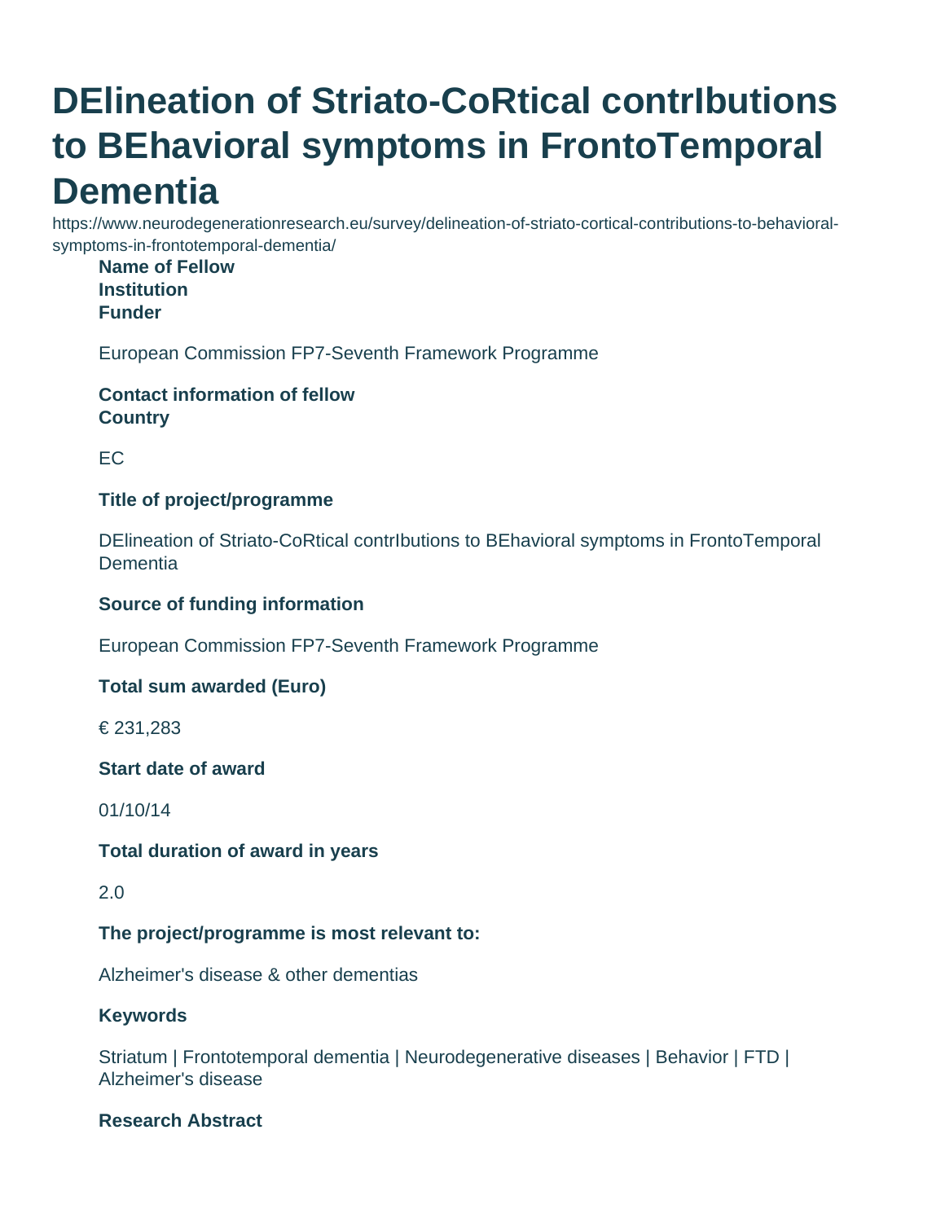# DElineation of Striato-CoRtical contrIbutions to BEhavioral symptoms in FrontoTemporal Dementia

https://www.neurodegenerationresearch.eu/survey/delineation-of-striato-cortical-contributions-to-behavioral-symptoms-in-frontotemporal-dementia/

**Name of Fellow**
**Institution**
**Funder**

European Commission FP7-Seventh Framework Programme

**Contact information of fellow**
**Country**

EC

**Title of project/programme**

DElineation of Striato-CoRtical contrIbutions to BEhavioral symptoms in FrontoTemporal Dementia

**Source of funding information**

European Commission FP7-Seventh Framework Programme

**Total sum awarded (Euro)**

€ 231,283

**Start date of award**

01/10/14

**Total duration of award in years**

2.0

**The project/programme is most relevant to:**

Alzheimer's disease & other dementias

**Keywords**

Striatum | Frontotemporal dementia | Neurodegenerative diseases | Behavior | FTD | Alzheimer's disease

**Research Abstract**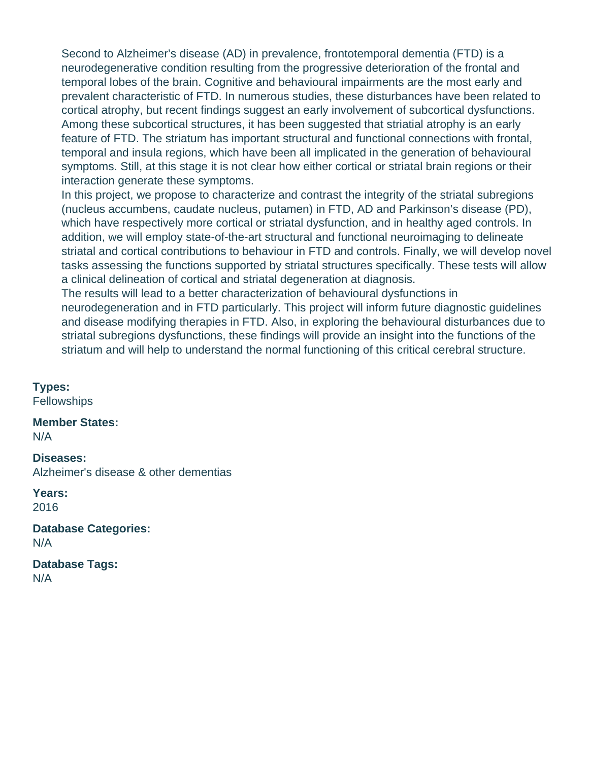Second to Alzheimer's disease (AD) in prevalence, frontotemporal dementia (FTD) is a neurodegenerative condition resulting from the progressive deterioration of the frontal and temporal lobes of the brain. Cognitive and behavioural impairments are the most early and prevalent characteristic of FTD. In numerous studies, these disturbances have been related to cortical atrophy, but recent findings suggest an early involvement of subcortical dysfunctions. Among these subcortical structures, it has been suggested that striatial atrophy is an early feature of FTD. The striatum has important structural and functional connections with frontal, temporal and insula regions, which have been all implicated in the generation of behavioural symptoms. Still, at this stage it is not clear how either cortical or striatal brain regions or their interaction generate these symptoms.

In this project, we propose to characterize and contrast the integrity of the striatal subregions (nucleus accumbens, caudate nucleus, putamen) in FTD, AD and Parkinson's disease (PD), which have respectively more cortical or striatal dysfunction, and in healthy aged controls. In addition, we will employ state-of-the-art structural and functional neuroimaging to delineate striatal and cortical contributions to behaviour in FTD and controls. Finally, we will develop novel tasks assessing the functions supported by striatal structures specifically. These tests will allow a clinical delineation of cortical and striatal degeneration at diagnosis.

The results will lead to a better characterization of behavioural dysfunctions in neurodegeneration and in FTD particularly. This project will inform future diagnostic guidelines and disease modifying therapies in FTD. Also, in exploring the behavioural disturbances due to striatal subregions dysfunctions, these findings will provide an insight into the functions of the striatum and will help to understand the normal functioning of this critical cerebral structure.

**Types:**
Fellowships

**Member States:**
N/A

**Diseases:**
Alzheimer's disease & other dementias

**Years:**
2016

**Database Categories:**
N/A

**Database Tags:**
N/A